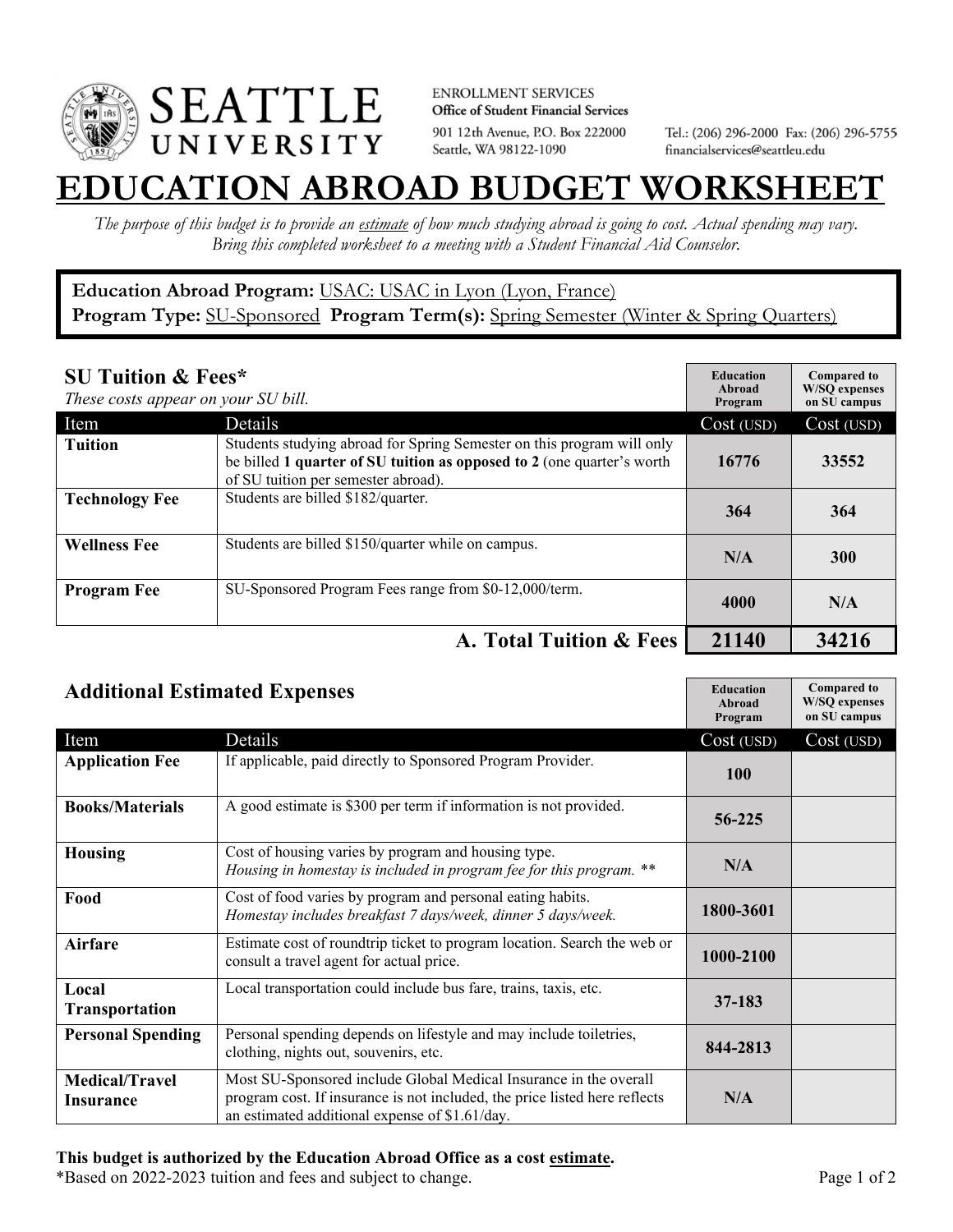**SEATTLE UNIVERSITY**

ENROLLMENT SERVICES
**Office of Student Financial Services**
901 12th Avenue, P.O. Box 222000
Seattle, WA 98122-1090

Tel.: (206) 296-2000 Fax: (206) 296-5755
financialservices@seattleu.edu

# EDUCATION ABROAD BUDGET WORKSHEET

*The purpose of this budget is to provide an estimate of how much studying abroad is going to cost. Actual spending may vary. Bring this completed worksheet to a meeting with a Student Financial Aid Counselor.*

**Education Abroad Program:** USAC: USAC in Lyon (Lyon, France)
**Program Type:** SU-Sponsored **Program Term(s):** Spring Semester (Winter & Spring Quarters)

## SU Tuition & Fees*

*These costs appear on your SU bill.*

| Item | Details | Education Abroad Program Cost (USD) | Compared to W/SQ expenses on SU campus Cost (USD) |
|---|---|---|---|
| **Tuition** | Students studying abroad for Spring Semester on this program will only be billed **1 quarter of SU tuition as opposed to 2** (one quarter's worth of SU tuition per semester abroad). | 16776 | 33552 |
| **Technology Fee** | Students are billed $182/quarter. | 364 | 364 |
| **Wellness Fee** | Students are billed $150/quarter while on campus. | N/A | 300 |
| **Program Fee** | SU-Sponsored Program Fees range from $0-12,000/term. | 4000 | N/A |
| | **A. Total Tuition & Fees** | **21140** | **34216** |

## Additional Estimated Expenses

| Item | Details | Education Abroad Program Cost (USD) | Compared to W/SQ expenses on SU campus Cost (USD) |
|---|---|---|---|
| **Application Fee** | If applicable, paid directly to Sponsored Program Provider. | 100 | |
| **Books/Materials** | A good estimate is $300 per term if information is not provided. | 56-225 | |
| **Housing** | Cost of housing varies by program and housing type. *Housing in homestay is included in program fee for this program. ** * | N/A | |
| **Food** | Cost of food varies by program and personal eating habits. *Homestay includes breakfast 7 days/week, dinner 5 days/week.* | 1800-3601 | |
| **Airfare** | Estimate cost of roundtrip ticket to program location. Search the web or consult a travel agent for actual price. | 1000-2100 | |
| **Local Transportation** | Local transportation could include bus fare, trains, taxis, etc. | 37-183 | |
| **Personal Spending** | Personal spending depends on lifestyle and may include toiletries, clothing, nights out, souvenirs, etc. | 844-2813 | |
| **Medical/Travel Insurance** | Most SU-Sponsored include Global Medical Insurance in the overall program cost. If insurance is not included, the price listed here reflects an estimated additional expense of $1.61/day. | N/A | |

**This budget is authorized by the Education Abroad Office as a cost estimate.**
*Based on 2022-2023 tuition and fees and subject to change.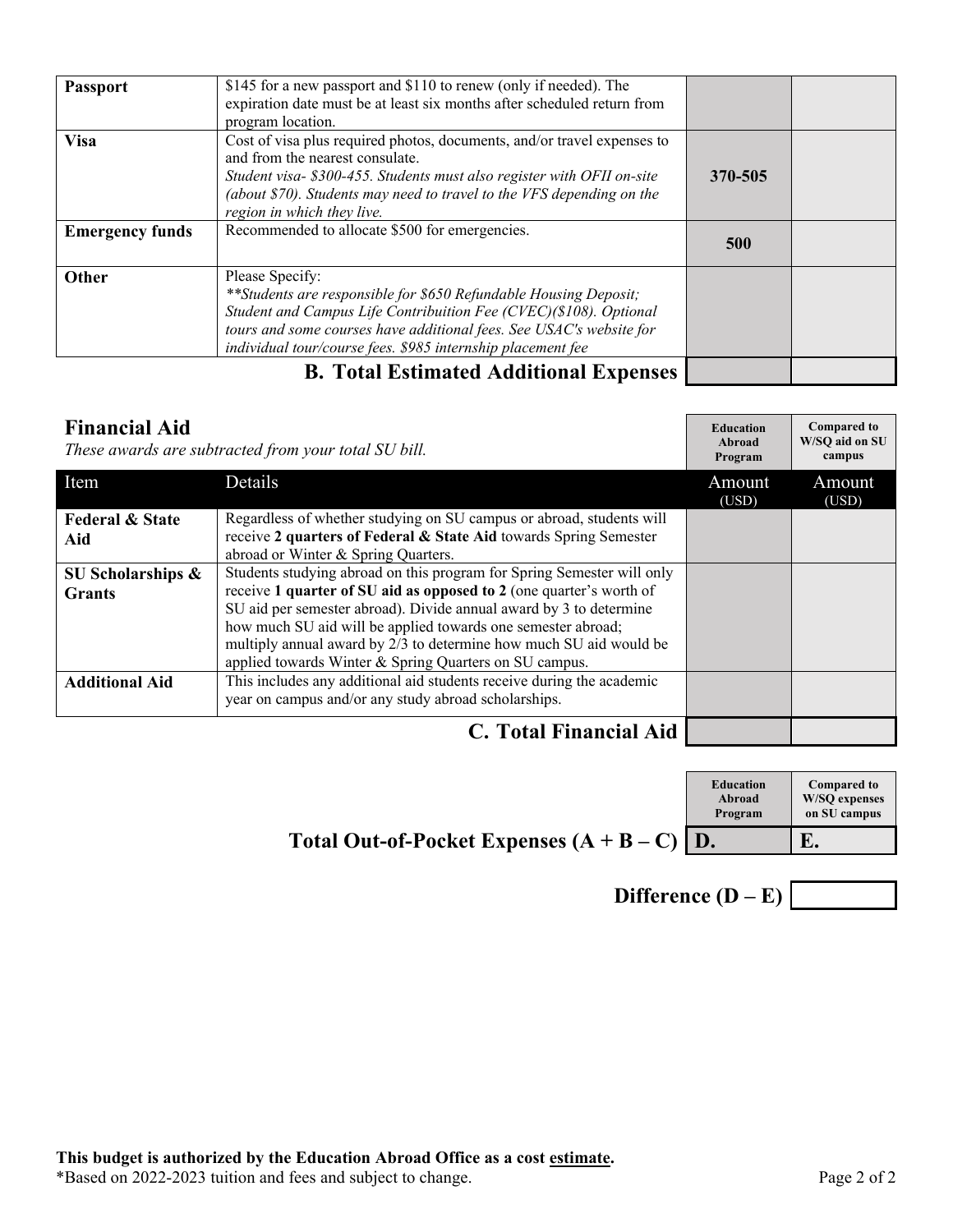| | | | |
|---|---|---|---|
| **Passport** | $145 for a new passport and $110 to renew (only if needed). The expiration date must be at least six months after scheduled return from program location. | | |
| **Visa** | Cost of visa plus required photos, documents, and/or travel expenses to and from the nearest consulate. *Student visa- $300-455. Students must also register with OFII on-site (about $70). Students may need to travel to the VFS depending on the region in which they live.* | **370-505** | |
| **Emergency funds** | Recommended to allocate $500 for emergencies. | **500** | |
| **Other** | Please Specify: ***Students are responsible for $650 Refundable Housing Deposit; Student and Campus Life Contribuition Fee (CVEC)($108). Optional tours and some courses have additional fees. See USAC's website for individual tour/course fees. $985 internship placement fee* | | |
| | **B. Total Estimated Additional Expenses** | | |

## Financial Aid

*These awards are subtracted from your total SU bill.*

| Item | Details | Education Abroad Program<br>Amount (USD) | Compared to W/SQ aid on SU campus<br>Amount (USD) |
|---|---|---|---|
| **Federal & State Aid** | Regardless of whether studying on SU campus or abroad, students will receive **2 quarters of Federal & State Aid** towards Spring Semester abroad or Winter & Spring Quarters. | | |
| **SU Scholarships & Grants** | Students studying abroad on this program for Spring Semester will only receive **1 quarter of SU aid as opposed to 2** (one quarter's worth of SU aid per semester abroad). Divide annual award by 3 to determine how much SU aid will be applied towards one semester abroad; multiply annual award by 2/3 to determine how much SU aid would be applied towards Winter & Spring Quarters on SU campus. | | |
| **Additional Aid** | This includes any additional aid students receive during the academic year on campus and/or any study abroad scholarships. | | |
| | **C. Total Financial Aid** | | |

| | Education Abroad Program | Compared to W/SQ expenses on SU campus |
|---|---|---|
| **Total Out-of-Pocket Expenses (A + B – C)** | **D.** | **E.** |

| | |
|---|---|
| **Difference (D – E)** | |

**This budget is authorized by the Education Abroad Office as a cost estimate.**

*Based on 2022-2023 tuition and fees and subject to change.